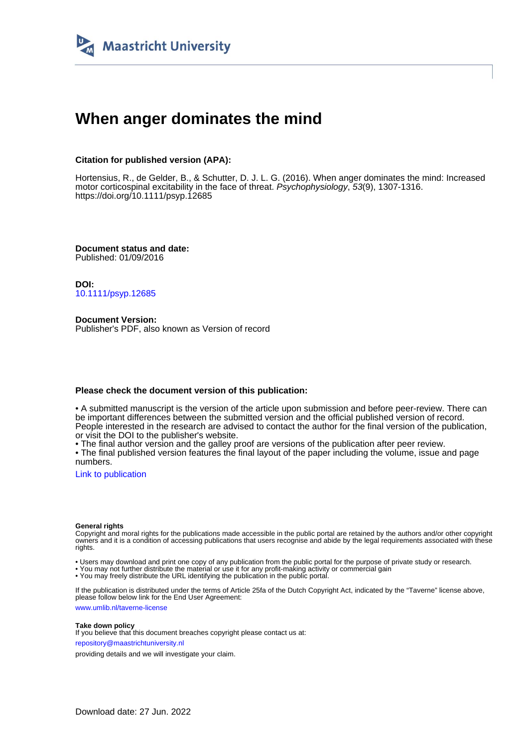Maastricht University

# When anger dominates the mind

**Citation for published version (APA):**

Hortensius, R., de Gelder, B., & Schutter, D. J. L. G. (2016). When anger dominates the mind: Increased motor corticospinal excitability in the face of threat. *Psychophysiology*, *53*(9), 1307-1316. https://doi.org/10.1111/psyp.12685

**Document status and date:**
Published: 01/09/2016

**DOI:**
10.1111/psyp.12685

**Document Version:**
Publisher's PDF, also known as Version of record

**Please check the document version of this publication:**

• A submitted manuscript is the version of the article upon submission and before peer-review. There can be important differences between the submitted version and the official published version of record. People interested in the research are advised to contact the author for the final version of the publication, or visit the DOI to the publisher's website.
• The final author version and the galley proof are versions of the publication after peer review.
• The final published version features the final layout of the paper including the volume, issue and page numbers.

Link to publication

**General rights**
Copyright and moral rights for the publications made accessible in the public portal are retained by the authors and/or other copyright owners and it is a condition of accessing publications that users recognise and abide by the legal requirements associated with these rights.

• Users may download and print one copy of any publication from the public portal for the purpose of private study or research.
• You may not further distribute the material or use it for any profit-making activity or commercial gain
• You may freely distribute the URL identifying the publication in the public portal.

If the publication is distributed under the terms of Article 25fa of the Dutch Copyright Act, indicated by the "Taverne" license above, please follow below link for the End User Agreement:

www.umlib.nl/taverne-license

**Take down policy**
If you believe that this document breaches copyright please contact us at:

repository@maastrichtuniversity.nl

providing details and we will investigate your claim.

Download date: 27 Jun. 2022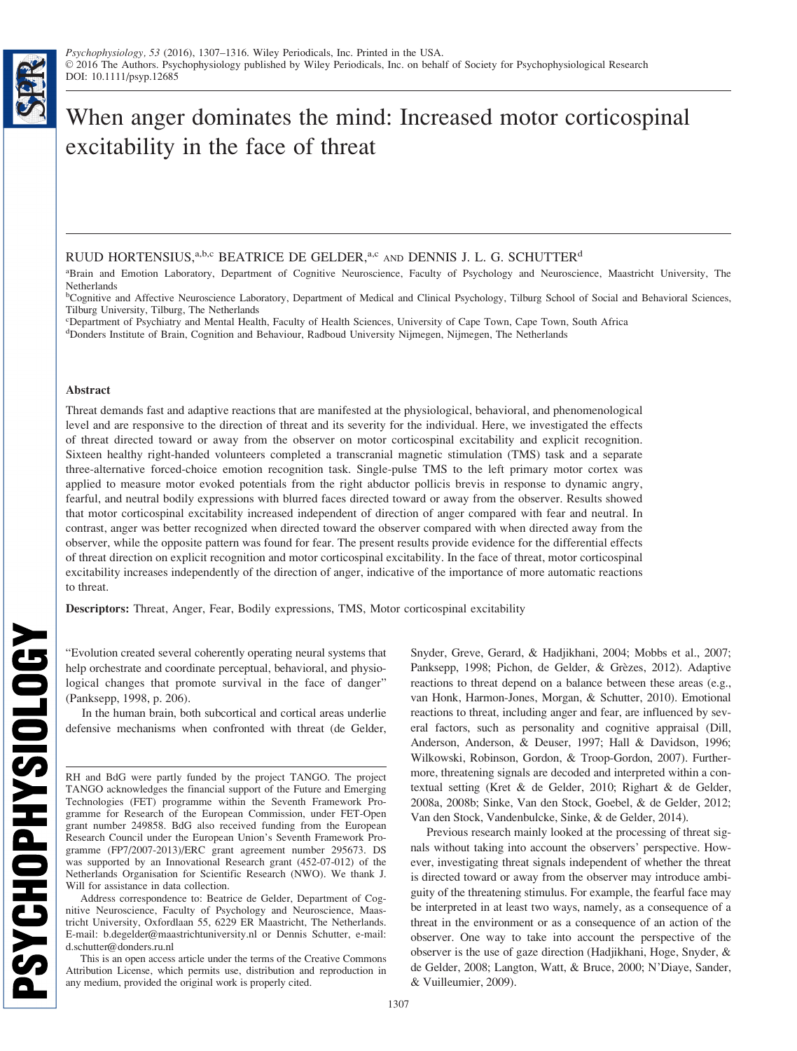# When anger dominates the mind: Increased motor corticospinal excitability in the face of threat

RUUD HORTENSIUS,[a,b,c] BEATRICE DE GELDER,[a,c] AND DENNIS J. L. G. SCHUTTER[d]

[a]Brain and Emotion Laboratory, Department of Cognitive Neuroscience, Faculty of Psychology and Neuroscience, Maastricht University, The Netherlands
[b]Cognitive and Affective Neuroscience Laboratory, Department of Medical and Clinical Psychology, Tilburg School of Social and Behavioral Sciences, Tilburg University, Tilburg, The Netherlands
[c]Department of Psychiatry and Mental Health, Faculty of Health Sciences, University of Cape Town, Cape Town, South Africa
[d]Donders Institute of Brain, Cognition and Behaviour, Radboud University Nijmegen, Nijmegen, The Netherlands

### Abstract

Threat demands fast and adaptive reactions that are manifested at the physiological, behavioral, and phenomenological level and are responsive to the direction of threat and its severity for the individual. Here, we investigated the effects of threat directed toward or away from the observer on motor corticospinal excitability and explicit recognition. Sixteen healthy right-handed volunteers completed a transcranial magnetic stimulation (TMS) task and a separate three-alternative forced-choice emotion recognition task. Single-pulse TMS to the left primary motor cortex was applied to measure motor evoked potentials from the right abductor pollicis brevis in response to dynamic angry, fearful, and neutral bodily expressions with blurred faces directed toward or away from the observer. Results showed that motor corticospinal excitability increased independent of direction of anger compared with fear and neutral. In contrast, anger was better recognized when directed toward the observer compared with when directed away from the observer, while the opposite pattern was found for fear. The present results provide evidence for the differential effects of threat direction on explicit recognition and motor corticospinal excitability. In the face of threat, motor corticospinal excitability increases independently of the direction of anger, indicative of the importance of more automatic reactions to threat.

**Descriptors:** Threat, Anger, Fear, Bodily expressions, TMS, Motor corticospinal excitability

"Evolution created several coherently operating neural systems that help orchestrate and coordinate perceptual, behavioral, and physiological changes that promote survival in the face of danger" (Panksepp, 1998, p. 206).

In the human brain, both subcortical and cortical areas underlie defensive mechanisms when confronted with threat (de Gelder, Snyder, Greve, Gerard, & Hadjikhani, 2004; Mobbs et al., 2007; Panksepp, 1998; Pichon, de Gelder, & Grèzes, 2012). Adaptive reactions to threat depend on a balance between these areas (e.g., van Honk, Harmon-Jones, Morgan, & Schutter, 2010). Emotional reactions to threat, including anger and fear, are influenced by several factors, such as personality and cognitive appraisal (Dill, Anderson, Anderson, & Deuser, 1997; Hall & Davidson, 1996; Wilkowski, Robinson, Gordon, & Troop-Gordon, 2007). Furthermore, threatening signals are decoded and interpreted within a contextual setting (Kret & de Gelder, 2010; Righart & de Gelder, 2008a, 2008b; Sinke, Van den Stock, Goebel, & de Gelder, 2012; Van den Stock, Vandenbulcke, Sinke, & de Gelder, 2014).

Previous research mainly looked at the processing of threat signals without taking into account the observers' perspective. However, investigating threat signals independent of whether the threat is directed toward or away from the observer may introduce ambiguity of the threatening stimulus. For example, the fearful face may be interpreted in at least two ways, namely, as a consequence of a threat in the environment or as a consequence of an action of the observer. One way to take into account the perspective of the observer is the use of gaze direction (Hadjikhani, Hoge, Snyder, & de Gelder, 2008; Langton, Watt, & Bruce, 2000; N'Diaye, Sander, & Vuilleumier, 2009).

RH and BdG were partly funded by the project TANGO. The project TANGO acknowledges the financial support of the Future and Emerging Technologies (FET) programme within the Seventh Framework Programme for Research of the European Commission, under FET-Open grant number 249858. BdG also received funding from the European Research Council under the European Union's Seventh Framework Programme (FP7/2007-2013)/ERC grant agreement number 295673. DS was supported by an Innovational Research grant (452-07-012) of the Netherlands Organisation for Scientific Research (NWO). We thank J. Will for assistance in data collection.

Address correspondence to: Beatrice de Gelder, Department of Cognitive Neuroscience, Faculty of Psychology and Neuroscience, Maastricht University, Oxfordlaan 55, 6229 ER Maastricht, The Netherlands. E-mail: b.degelder@maastrichtuniversity.nl or Dennis Schutter, e-mail: d.schutter@donders.ru.nl

This is an open access article under the terms of the Creative Commons Attribution License, which permits use, distribution and reproduction in any medium, provided the original work is properly cited.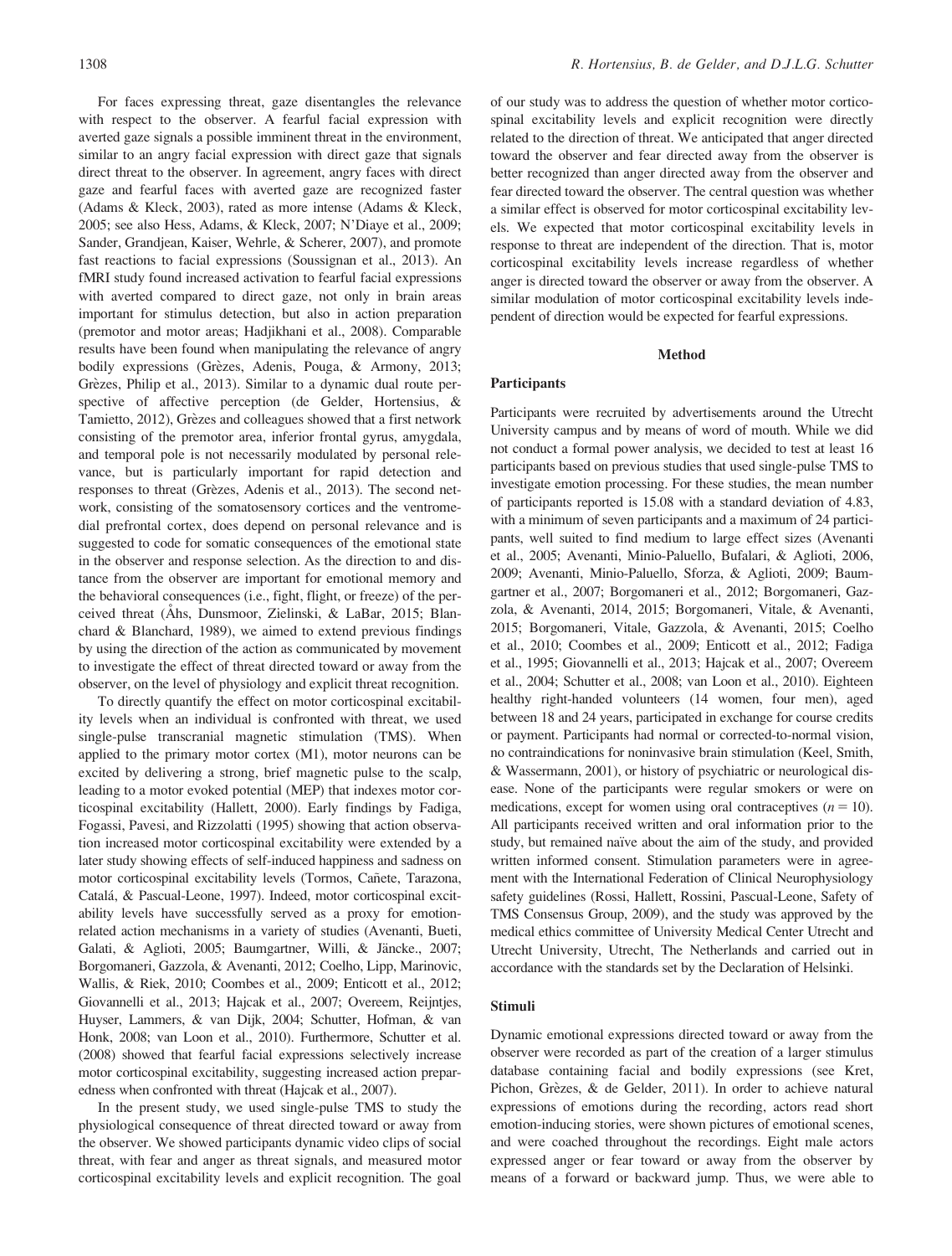For faces expressing threat, gaze disentangles the relevance with respect to the observer. A fearful facial expression with averted gaze signals a possible imminent threat in the environment, similar to an angry facial expression with direct gaze that signals direct threat to the observer. In agreement, angry faces with direct gaze and fearful faces with averted gaze are recognized faster (Adams & Kleck, 2003), rated as more intense (Adams & Kleck, 2005; see also Hess, Adams, & Kleck, 2007; N'Diaye et al., 2009; Sander, Grandjean, Kaiser, Wehrle, & Scherer, 2007), and promote fast reactions to facial expressions (Soussignan et al., 2013). An fMRI study found increased activation to fearful facial expressions with averted compared to direct gaze, not only in brain areas important for stimulus detection, but also in action preparation (premotor and motor areas; Hadjikhani et al., 2008). Comparable results have been found when manipulating the relevance of angry bodily expressions (Grèzes, Adenis, Pouga, & Armony, 2013; Grèzes, Philip et al., 2013). Similar to a dynamic dual route perspective of affective perception (de Gelder, Hortensius, & Tamietto, 2012), Grèzes and colleagues showed that a first network consisting of the premotor area, inferior frontal gyrus, amygdala, and temporal pole is not necessarily modulated by personal relevance, but is particularly important for rapid detection and responses to threat (Grèzes, Adenis et al., 2013). The second network, consisting of the somatosensory cortices and the ventromedial prefrontal cortex, does depend on personal relevance and is suggested to code for somatic consequences of the emotional state in the observer and response selection. As the direction to and distance from the observer are important for emotional memory and the behavioral consequences (i.e., fight, flight, or freeze) of the perceived threat (Åhs, Dunsmoor, Zielinski, & LaBar, 2015; Blanchard & Blanchard, 1989), we aimed to extend previous findings by using the direction of the action as communicated by movement to investigate the effect of threat directed toward or away from the observer, on the level of physiology and explicit threat recognition.

To directly quantify the effect on motor corticospinal excitability levels when an individual is confronted with threat, we used single-pulse transcranial magnetic stimulation (TMS). When applied to the primary motor cortex (M1), motor neurons can be excited by delivering a strong, brief magnetic pulse to the scalp, leading to a motor evoked potential (MEP) that indexes motor corticospinal excitability (Hallett, 2000). Early findings by Fadiga, Fogassi, Pavesi, and Rizzolatti (1995) showing that action observation increased motor corticospinal excitability were extended by a later study showing effects of self-induced happiness and sadness on motor corticospinal excitability levels (Tormos, Cañete, Tarazona, Catalá, & Pascual-Leone, 1997). Indeed, motor corticospinal excitability levels have successfully served as a proxy for emotion-related action mechanisms in a variety of studies (Avenanti, Bueti, Galati, & Aglioti, 2005; Baumgartner, Willi, & Jäncke., 2007; Borgomaneri, Gazzola, & Avenanti, 2012; Coelho, Lipp, Marinovic, Wallis, & Riek, 2010; Coombes et al., 2009; Enticott et al., 2012; Giovannelli et al., 2013; Hajcak et al., 2007; Overeem, Reijntjes, Huyser, Lammers, & van Dijk, 2004; Schutter, Hofman, & van Honk, 2008; van Loon et al., 2010). Furthermore, Schutter et al. (2008) showed that fearful facial expressions selectively increase motor corticospinal excitability, suggesting increased action preparedness when confronted with threat (Hajcak et al., 2007).

In the present study, we used single-pulse TMS to study the physiological consequence of threat directed toward or away from the observer. We showed participants dynamic video clips of social threat, with fear and anger as threat signals, and measured motor corticospinal excitability levels and explicit recognition. The goal of our study was to address the question of whether motor corticospinal excitability levels and explicit recognition were directly related to the direction of threat. We anticipated that anger directed toward the observer and fear directed away from the observer is better recognized than anger directed away from the observer and fear directed toward the observer. The central question was whether a similar effect is observed for motor corticospinal excitability levels. We expected that motor corticospinal excitability levels in response to threat are independent of the direction. That is, motor corticospinal excitability levels increase regardless of whether anger is directed toward the observer or away from the observer. A similar modulation of motor corticospinal excitability levels independent of direction would be expected for fearful expressions.

## Method

### Participants

Participants were recruited by advertisements around the Utrecht University campus and by means of word of mouth. While we did not conduct a formal power analysis, we decided to test at least 16 participants based on previous studies that used single-pulse TMS to investigate emotion processing. For these studies, the mean number of participants reported is 15.08 with a standard deviation of 4.83, with a minimum of seven participants and a maximum of 24 participants, well suited to find medium to large effect sizes (Avenanti et al., 2005; Avenanti, Minio-Paluello, Bufalari, & Aglioti, 2006, 2009; Avenanti, Minio-Paluello, Sforza, & Aglioti, 2009; Baumgartner et al., 2007; Borgomaneri et al., 2012; Borgomaneri, Gazzola, & Avenanti, 2014, 2015; Borgomaneri, Vitale, & Avenanti, 2015; Borgomaneri, Vitale, Gazzola, & Avenanti, 2015; Coelho et al., 2010; Coombes et al., 2009; Enticott et al., 2012; Fadiga et al., 1995; Giovannelli et al., 2013; Hajcak et al., 2007; Overeem et al., 2004; Schutter et al., 2008; van Loon et al., 2010). Eighteen healthy right-handed volunteers (14 women, four men), aged between 18 and 24 years, participated in exchange for course credits or payment. Participants had normal or corrected-to-normal vision, no contraindications for noninvasive brain stimulation (Keel, Smith, & Wassermann, 2001), or history of psychiatric or neurological disease. None of the participants were regular smokers or were on medications, except for women using oral contraceptives ($n = 10$). All participants received written and oral information prior to the study, but remained naïve about the aim of the study, and provided written informed consent. Stimulation parameters were in agreement with the International Federation of Clinical Neurophysiology safety guidelines (Rossi, Hallett, Rossini, Pascual-Leone, Safety of TMS Consensus Group, 2009), and the study was approved by the medical ethics committee of University Medical Center Utrecht and Utrecht University, Utrecht, The Netherlands and carried out in accordance with the standards set by the Declaration of Helsinki.

### Stimuli

Dynamic emotional expressions directed toward or away from the observer were recorded as part of the creation of a larger stimulus database containing facial and bodily expressions (see Kret, Pichon, Grèzes, & de Gelder, 2011). In order to achieve natural expressions of emotions during the recording, actors read short emotion-inducing stories, were shown pictures of emotional scenes, and were coached throughout the recordings. Eight male actors expressed anger or fear toward or away from the observer by means of a forward or backward jump. Thus, we were able to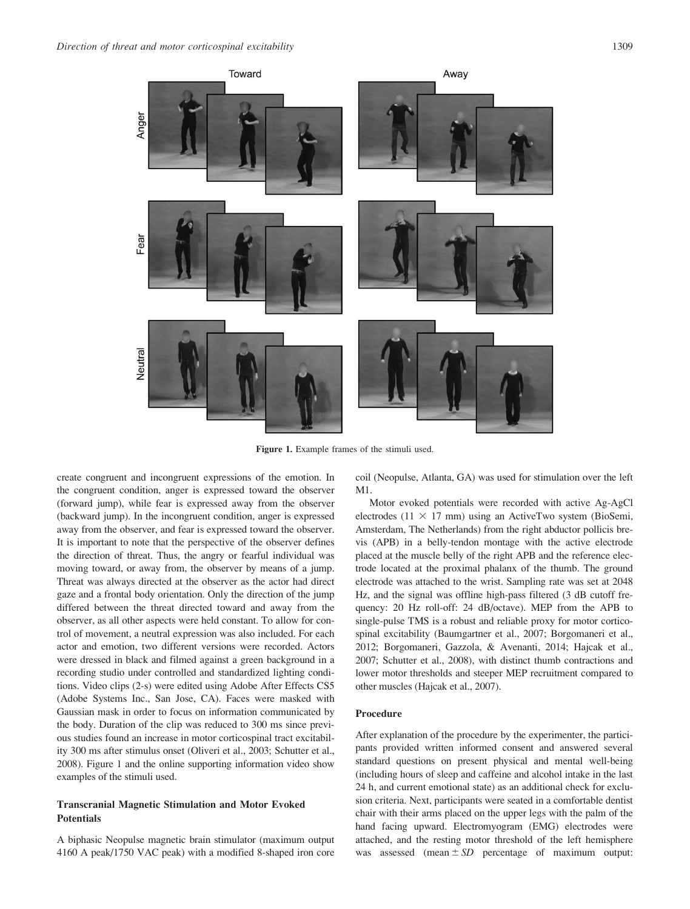Figure 1. Example frames of the stimuli used.

create congruent and incongruent expressions of the emotion. In the congruent condition, anger is expressed toward the observer (forward jump), while fear is expressed away from the observer (backward jump). In the incongruent condition, anger is expressed away from the observer, and fear is expressed toward the observer. It is important to note that the perspective of the observer defines the direction of threat. Thus, the angry or fearful individual was moving toward, or away from, the observer by means of a jump. Threat was always directed at the observer as the actor had direct gaze and a frontal body orientation. Only the direction of the jump differed between the threat directed toward and away from the observer, as all other aspects were held constant. To allow for control of movement, a neutral expression was also included. For each actor and emotion, two different versions were recorded. Actors were dressed in black and filmed against a green background in a recording studio under controlled and standardized lighting conditions. Video clips (2-s) were edited using Adobe After Effects CS5 (Adobe Systems Inc., San Jose, CA). Faces were masked with Gaussian mask in order to focus on information communicated by the body. Duration of the clip was reduced to 300 ms since previous studies found an increase in motor corticospinal tract excitability 300 ms after stimulus onset (Oliveri et al., 2003; Schutter et al., 2008). Figure 1 and the online supporting information video show examples of the stimuli used.

### Transcranial Magnetic Stimulation and Motor Evoked Potentials

A biphasic Neopulse magnetic brain stimulator (maximum output 4160 A peak/1750 VAC peak) with a modified 8-shaped iron core coil (Neopulse, Atlanta, GA) was used for stimulation over the left M1.

Motor evoked potentials were recorded with active Ag-AgCl electrodes (11 × 17 mm) using an ActiveTwo system (BioSemi, Amsterdam, The Netherlands) from the right abductor pollicis brevis (APB) in a belly-tendon montage with the active electrode placed at the muscle belly of the right APB and the reference electrode located at the proximal phalanx of the thumb. The ground electrode was attached to the wrist. Sampling rate was set at 2048 Hz, and the signal was offline high-pass filtered (3 dB cutoff frequency: 20 Hz roll-off: 24 dB/octave). MEP from the APB to single-pulse TMS is a robust and reliable proxy for motor corticospinal excitability (Baumgartner et al., 2007; Borgomaneri et al., 2012; Borgomaneri, Gazzola, & Avenanti, 2014; Hajcak et al., 2007; Schutter et al., 2008), with distinct thumb contractions and lower motor thresholds and steeper MEP recruitment compared to other muscles (Hajcak et al., 2007).

### Procedure

After explanation of the procedure by the experimenter, the participants provided written informed consent and answered several standard questions on present physical and mental well-being (including hours of sleep and caffeine and alcohol intake in the last 24 h, and current emotional state) as an additional check for exclusion criteria. Next, participants were seated in a comfortable dentist chair with their arms placed on the upper legs with the palm of the hand facing upward. Electromyogram (EMG) electrodes were attached, and the resting motor threshold of the left hemisphere was assessed (mean ± *SD* percentage of maximum output: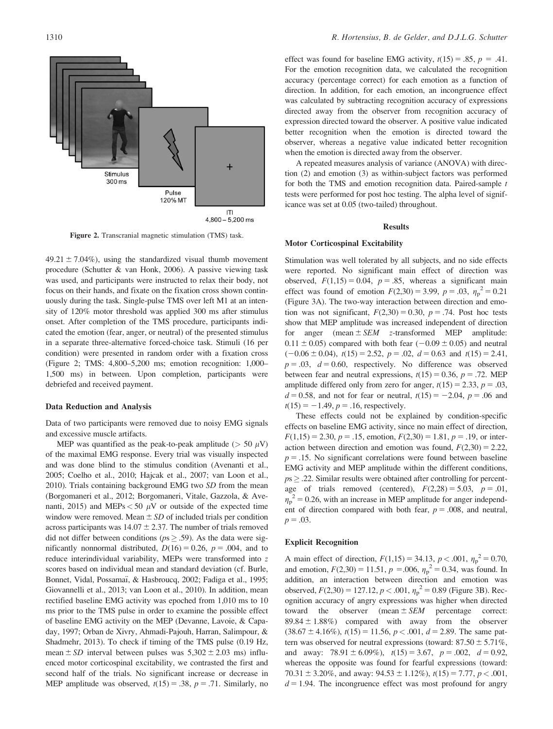Stimulus 300 ms

Pulse 120% MT

ITI 4,800 – 5,200 ms

**Figure 2.** Transcranial magnetic stimulation (TMS) task.

$49.21 \pm 7.04\%$), using the standardized visual thumb movement procedure (Schutter & van Honk, 2006). A passive viewing task was used, and participants were instructed to relax their body, not focus on their hands, and fixate on the fixation cross shown continuously during the task. Single-pulse TMS over left M1 at an intensity of 120% motor threshold was applied 300 ms after stimulus onset. After completion of the TMS procedure, participants indicated the emotion (fear, anger, or neutral) of the presented stimulus in a separate three-alternative forced-choice task. Stimuli (16 per condition) were presented in random order with a fixation cross (Figure 2; TMS: 4,800–5,200 ms; emotion recognition: 1,000–1,500 ms) in between. Upon completion, participants were debriefed and received payment.

### Data Reduction and Analysis

Data of two participants were removed due to noisy EMG signals and excessive muscle artifacts.

MEP was quantified as the peak-to-peak amplitude ($> 50$ μV) of the maximal EMG response. Every trial was visually inspected and was done blind to the stimulus condition (Avenanti et al., 2005; Coelho et al., 2010; Hajcak et al., 2007; van Loon et al., 2010). Trials containing background EMG two *SD* from the mean (Borgomaneri et al., 2012; Borgomaneri, Vitale, Gazzola, & Avenanti, 2015) and MEPs $< 50$ μV or outside of the expected time window were removed. Mean $\pm$ *SD* of included trials per condition across participants was $14.07 \pm 2.37$. The number of trials removed did not differ between conditions ($ps \geq .59$). As the data were significantly nonnormal distributed, $D(16) = 0.26$, $p = .004$, and to reduce interindividual variability, MEPs were transformed into *z* scores based on individual mean and standard deviation (cf. Burle, Bonnet, Vidal, Possamaï, & Hasbroucq, 2002; Fadiga et al., 1995; Giovannelli et al., 2013; van Loon et al., 2010). In addition, mean rectified baseline EMG activity was epoched from 1,010 ms to 10 ms prior to the TMS pulse in order to examine the possible effect of baseline EMG activity on the MEP (Devanne, Lavoie, & Capaday, 1997; Orban de Xivry, Ahmadi-Pajouh, Harran, Salimpour, & Shadmehr, 2013). To check if timing of the TMS pulse (0.19 Hz, mean $\pm$ *SD* interval between pulses was $5{,}302 \pm 2.03$ ms) influenced motor corticospinal excitability, we contrasted the first and second half of the trials. No significant increase or decrease in MEP amplitude was observed, $t(15) = .38$, $p = .71$. Similarly, no effect was found for baseline EMG activity, $t(15) = .85$, $p = .41$. For the emotion recognition data, we calculated the recognition accuracy (percentage correct) for each emotion as a function of direction. In addition, for each emotion, an incongruence effect was calculated by subtracting recognition accuracy of expressions directed away from the observer from recognition accuracy of expression directed toward the observer. A positive value indicated better recognition when the emotion is directed toward the observer, whereas a negative value indicated better recognition when the emotion is directed away from the observer.

A repeated measures analysis of variance (ANOVA) with direction (2) and emotion (3) as within-subject factors was performed for both the TMS and emotion recognition data. Paired-sample *t* tests were performed for post hoc testing. The alpha level of significance was set at 0.05 (two-tailed) throughout.

## Results

### Motor Corticospinal Excitability

Stimulation was well tolerated by all subjects, and no side effects were reported. No significant main effect of direction was observed, $F(1,15) = 0.04$, $p = .85$, whereas a significant main effect was found of emotion $F(2,30) = 3.99$, $p = .03$, $\eta_p^2 = 0.21$ (Figure 3A). The two-way interaction between direction and emotion was not significant, $F(2,30) = 0.30$, $p = .74$. Post hoc tests show that MEP amplitude was increased independent of direction for anger (mean $\pm$ *SEM* *z*-transformed MEP amplitude: $0.11 \pm 0.05$) compared with both fear ($-0.09 \pm 0.05$) and neutral ($-0.06 \pm 0.04$), $t(15) = 2.52$, $p = .02$, $d = 0.63$ and $t(15) = 2.41$, $p = .03$, $d = 0.60$, respectively. No difference was observed between fear and neutral expressions, $t(15) = 0.36$, $p = .72$. MEP amplitude differed only from zero for anger, $t(15) = 2.33$, $p = .03$, $d = 0.58$, and not for fear or neutral, $t(15) = -2.04$, $p = .06$ and $t(15) = -1.49$, $p = .16$, respectively.

These effects could not be explained by condition-specific effects on baseline EMG activity, since no main effect of direction, $F(1,15) = 2.30$, $p = .15$, emotion, $F(2,30) = 1.81$, $p = .19$, or interaction between direction and emotion was found, $F(2,30) = 2.22$, $p = .15$. No significant correlations were found between baseline EMG activity and MEP amplitude within the different conditions, $ps \geq .22$. Similar results were obtained after controlling for percentage of trials removed (centered), $F(2,28) = 5.03$, $p = .01$, $\eta_p^2 = 0.26$, with an increase in MEP amplitude for anger independent of direction compared with both fear, $p = .008$, and neutral, $p = .03$.

### Explicit Recognition

A main effect of direction, $F(1,15) = 34.13$, $p < .001$, $\eta_p^2 = 0.70$, and emotion, $F(2,30) = 11.51$, $p = .006$, $\eta_p^2 = 0.34$, was found. In addition, an interaction between direction and emotion was observed, $F(2,30) = 127.12$, $p < .001$, $\eta_p^2 = 0.89$ (Figure 3B). Recognition accuracy of angry expressions was higher when directed toward the observer (mean $\pm$ *SEM* percentage correct: $89.84 \pm 1.88\%$) compared with away from the observer ($38.67 \pm 4.16\%$), $t(15) = 11.56$, $p < .001$, $d = 2.89$. The same pattern was observed for neutral expressions (toward: $87.50 \pm 5.71\%$, and away: $78.91 \pm 6.09\%$), $t(15) = 3.67$, $p = .002$, $d = 0.92$, whereas the opposite was found for fearful expressions (toward: $70.31 \pm 3.20\%$, and away: $94.53 \pm 1.12\%$), $t(15) = 7.77$, $p < .001$, $d = 1.94$. The incongruence effect was most profound for angry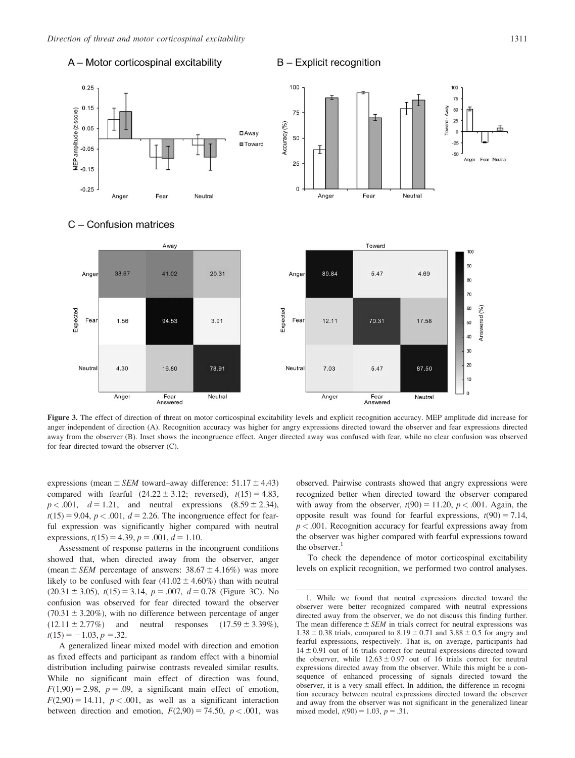**Figure 3.** The effect of direction of threat on motor corticospinal excitability levels and explicit recognition accuracy. MEP amplitude did increase for anger independent of direction (A). Recognition accuracy was higher for angry expressions directed toward the observer and fear expressions directed away from the observer (B). Inset shows the incongruence effect. Anger directed away was confused with fear, while no clear confusion was observed for fear directed toward the observer (C).

expressions (mean ± *SEM* toward–away difference: 51.17 ± 4.43) compared with fearful (24.22 ± 3.12; reversed), $t(15) = 4.83$, $p < .001$, $d = 1.21$, and neutral expressions (8.59 ± 2.34), $t(15) = 9.04$, $p < .001$, $d = 2.26$. The incongruence effect for fearful expression was significantly higher compared with neutral expressions, $t(15) = 4.39$, $p = .001$, $d = 1.10$.

Assessment of response patterns in the incongruent conditions showed that, when directed away from the observer, anger (mean ± *SEM* percentage of answers: 38.67 ± 4.16%) was more likely to be confused with fear (41.02 ± 4.60%) than with neutral (20.31 ± 3.05), $t(15) = 3.14$, $p = .007$, $d = 0.78$ (Figure 3C). No confusion was observed for fear directed toward the observer (70.31 ± 3.20%), with no difference between percentage of anger (12.11 ± 2.77%) and neutral responses (17.59 ± 3.39%), $t(15) = -1.03$, $p = .32$.

A generalized linear mixed model with direction and emotion as fixed effects and participant as random effect with a binomial distribution including pairwise contrasts revealed similar results. While no significant main effect of direction was found, $F(1,90) = 2.98$, $p = .09$, a significant main effect of emotion, $F(2,90) = 14.11$, $p < .001$, as well as a significant interaction between direction and emotion, $F(2,90) = 74.50$, $p < .001$, was observed. Pairwise contrasts showed that angry expressions were recognized better when directed toward the observer compared with away from the observer, $t(90) = 11.20$, $p < .001$. Again, the opposite result was found for fearful expressions, $t(90) = 7.14$, $p < .001$. Recognition accuracy for fearful expressions away from the observer was higher compared with fearful expressions toward the observer.[1]

To check the dependence of motor corticospinal excitability levels on explicit recognition, we performed two control analyses.

1. While we found that neutral expressions directed toward the observer were better recognized compared with neutral expressions directed away from the observer, we do not discuss this finding further. The mean difference ± *SEM* in trials correct for neutral expressions was 1.38 ± 0.38 trials, compared to 8.19 ± 0.71 and 3.88 ± 0.5 for angry and fearful expressions, respectively. That is, on average, participants had 14 ± 0.91 out of 16 trials correct for neutral expressions directed toward the observer, while 12.63 ± 0.97 out of 16 trials correct for neutral expressions directed away from the observer. While this might be a consequence of enhanced processing of signals directed toward the observer, it is a very small effect. In addition, the difference in recognition accuracy between neutral expressions directed toward the observer and away from the observer was not significant in the generalized linear mixed model, $t(90) = 1.03$, $p = .31$.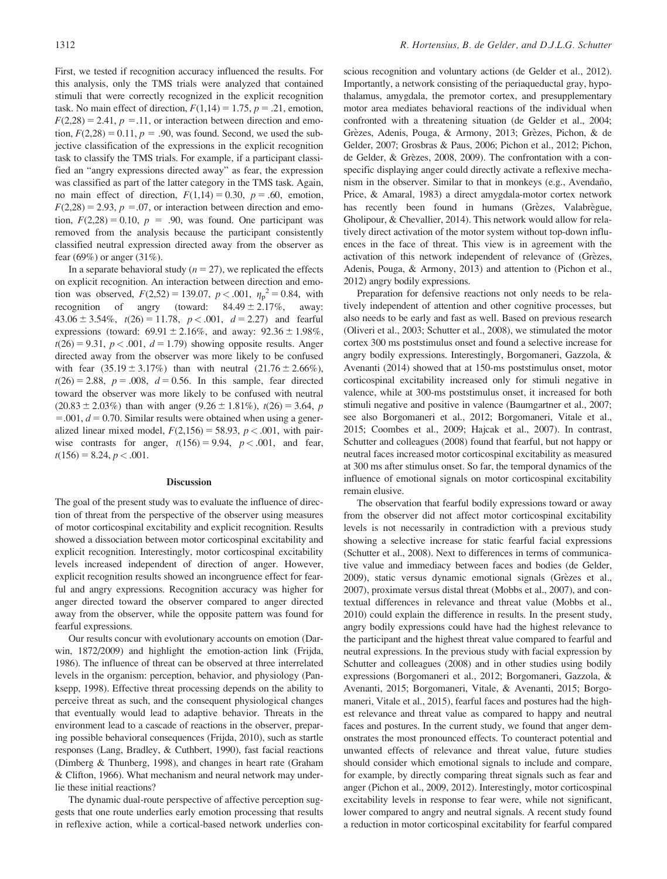First, we tested if recognition accuracy influenced the results. For this analysis, only the TMS trials were analyzed that contained stimuli that were correctly recognized in the explicit recognition task. No main effect of direction, $F(1,14) = 1.75$, $p = .21$, emotion, $F(2,28) = 2.41$, $p = .11$, or interaction between direction and emotion, $F(2,28) = 0.11$, $p = .90$, was found. Second, we used the subjective classification of the expressions in the explicit recognition task to classify the TMS trials. For example, if a participant classified an "angry expressions directed away" as fear, the expression was classified as part of the latter category in the TMS task. Again, no main effect of direction, $F(1,14) = 0.30$, $p = .60$, emotion, $F(2,28) = 2.93$, $p = .07$, or interaction between direction and emotion, $F(2,28) = 0.10$, $p = .90$, was found. One participant was removed from the analysis because the participant consistently classified neutral expression directed away from the observer as fear (69%) or anger (31%).

In a separate behavioral study ($n = 27$), we replicated the effects on explicit recognition. An interaction between direction and emotion was observed, $F(2,52) = 139.07$, $p < .001$, $\eta_p^2 = 0.84$, with recognition of angry (toward: $84.49 \pm 2.17\%$, away: $43.06 \pm 3.54\%$, $t(26) = 11.78$, $p < .001$, $d = 2.27$) and fearful expressions (toward: $69.91 \pm 2.16\%$, and away: $92.36 \pm 1.98\%$, $t(26) = 9.31$, $p < .001$, $d = 1.79$) showing opposite results. Anger directed away from the observer was more likely to be confused with fear ($35.19 \pm 3.17\%$) than with neutral ($21.76 \pm 2.66\%$), $t(26) = 2.88$, $p = .008$, $d = 0.56$. In this sample, fear directed toward the observer was more likely to be confused with neutral ($20.83 \pm 2.03\%$) than with anger ($9.26 \pm 1.81\%$), $t(26) = 3.64$, $p = .001$, $d = 0.70$. Similar results were obtained when using a generalized linear mixed model, $F(2,156) = 58.93$, $p < .001$, with pairwise contrasts for anger, $t(156) = 9.94$, $p < .001$, and fear, $t(156) = 8.24$, $p < .001$.

## Discussion

The goal of the present study was to evaluate the influence of direction of threat from the perspective of the observer using measures of motor corticospinal excitability and explicit recognition. Results showed a dissociation between motor corticospinal excitability and explicit recognition. Interestingly, motor corticospinal excitability levels increased independent of direction of anger. However, explicit recognition results showed an incongruence effect for fearful and angry expressions. Recognition accuracy was higher for anger directed toward the observer compared to anger directed away from the observer, while the opposite pattern was found for fearful expressions.

Our results concur with evolutionary accounts on emotion (Darwin, 1872/2009) and highlight the emotion-action link (Frijda, 1986). The influence of threat can be observed at three interrelated levels in the organism: perception, behavior, and physiology (Panksepp, 1998). Effective threat processing depends on the ability to perceive threat as such, and the consequent physiological changes that eventually would lead to adaptive behavior. Threats in the environment lead to a cascade of reactions in the observer, preparing possible behavioral consequences (Frijda, 2010), such as startle responses (Lang, Bradley, & Cuthbert, 1990), fast facial reactions (Dimberg & Thunberg, 1998), and changes in heart rate (Graham & Clifton, 1966). What mechanism and neural network may underlie these initial reactions?

The dynamic dual-route perspective of affective perception suggests that one route underlies early emotion processing that results in reflexive action, while a cortical-based network underlies conscious recognition and voluntary actions (de Gelder et al., 2012). Importantly, a network consisting of the periaqueductal gray, hypothalamus, amygdala, the premotor cortex, and presupplementary motor area mediates behavioral reactions of the individual when confronted with a threatening situation (de Gelder et al., 2004; Grèzes, Adenis, Pouga, & Armony, 2013; Grèzes, Pichon, & de Gelder, 2007; Grosbras & Paus, 2006; Pichon et al., 2012; Pichon, de Gelder, & Grèzes, 2008, 2009). The confrontation with a conspecific displaying anger could directly activate a reflexive mechanism in the observer. Similar to that in monkeys (e.g., Avendaño, Price, & Amaral, 1983) a direct amygdala-motor cortex network has recently been found in humans (Grèzes, Valabrègue, Gholipour, & Chevallier, 2014). This network would allow for relatively direct activation of the motor system without top-down influences in the face of threat. This view is in agreement with the activation of this network independent of relevance of (Grèzes, Adenis, Pouga, & Armony, 2013) and attention to (Pichon et al., 2012) angry bodily expressions.

Preparation for defensive reactions not only needs to be relatively independent of attention and other cognitive processes, but also needs to be early and fast as well. Based on previous research (Oliveri et al., 2003; Schutter et al., 2008), we stimulated the motor cortex 300 ms poststimulus onset and found a selective increase for angry bodily expressions. Interestingly, Borgomaneri, Gazzola, & Avenanti (2014) showed that at 150-ms poststimulus onset, motor corticospinal excitability increased only for stimuli negative in valence, while at 300-ms poststimulus onset, it increased for both stimuli negative and positive in valence (Baumgartner et al., 2007; see also Borgomaneri et al., 2012; Borgomaneri, Vitale et al., 2015; Coombes et al., 2009; Hajcak et al., 2007). In contrast, Schutter and colleagues (2008) found that fearful, but not happy or neutral faces increased motor corticospinal excitability as measured at 300 ms after stimulus onset. So far, the temporal dynamics of the influence of emotional signals on motor corticospinal excitability remain elusive.

The observation that fearful bodily expressions toward or away from the observer did not affect motor corticospinal excitability levels is not necessarily in contradiction with a previous study showing a selective increase for static fearful facial expressions (Schutter et al., 2008). Next to differences in terms of communicative value and immediacy between faces and bodies (de Gelder, 2009), static versus dynamic emotional signals (Grèzes et al., 2007), proximate versus distal threat (Mobbs et al., 2007), and contextual differences in relevance and threat value (Mobbs et al., 2010) could explain the difference in results. In the present study, angry bodily expressions could have had the highest relevance to the participant and the highest threat value compared to fearful and neutral expressions. In the previous study with facial expression by Schutter and colleagues (2008) and in other studies using bodily expressions (Borgomaneri et al., 2012; Borgomaneri, Gazzola, & Avenanti, 2015; Borgomaneri, Vitale, & Avenanti, 2015; Borgomaneri, Vitale et al., 2015), fearful faces and postures had the highest relevance and threat value as compared to happy and neutral faces and postures. In the current study, we found that anger demonstrates the most pronounced effects. To counteract potential and unwanted effects of relevance and threat value, future studies should consider which emotional signals to include and compare, for example, by directly comparing threat signals such as fear and anger (Pichon et al., 2009, 2012). Interestingly, motor corticospinal excitability levels in response to fear were, while not significant, lower compared to angry and neutral signals. A recent study found a reduction in motor corticospinal excitability for fearful compared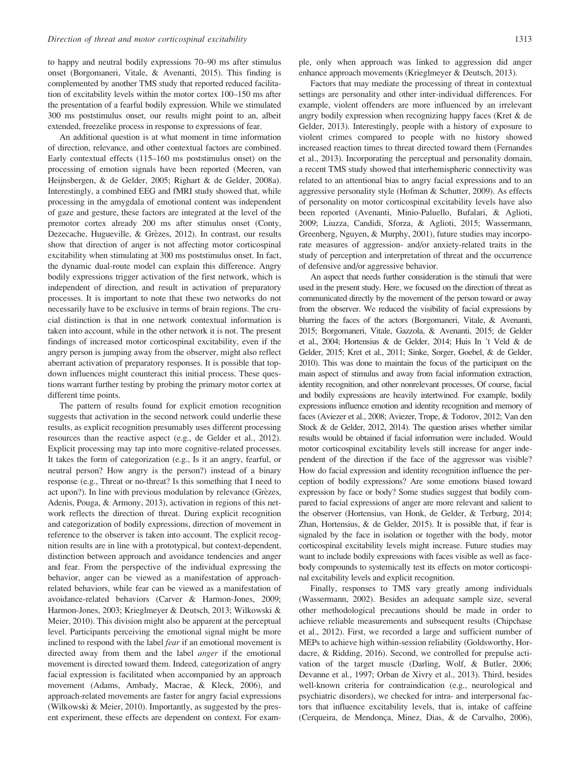to happy and neutral bodily expressions 70–90 ms after stimulus onset (Borgomaneri, Vitale, & Avenanti, 2015). This finding is complemented by another TMS study that reported reduced facilitation of excitability levels within the motor cortex 100–150 ms after the presentation of a fearful bodily expression. While we stimulated 300 ms poststimulus onset, our results might point to an, albeit extended, freezelike process in response to expressions of fear.

An additional question is at what moment in time information of direction, relevance, and other contextual factors are combined. Early contextual effects (115–160 ms poststimulus onset) on the processing of emotion signals have been reported (Meeren, van Heijnsbergen, & de Gelder, 2005; Righart & de Gelder, 2008a). Interestingly, a combined EEG and fMRI study showed that, while processing in the amygdala of emotional content was independent of gaze and gesture, these factors are integrated at the level of the premotor cortex already 200 ms after stimulus onset (Conty, Dezecache, Hugueville, & Grèzes, 2012). In contrast, our results show that direction of anger is not affecting motor corticospinal excitability when stimulating at 300 ms poststimulus onset. In fact, the dynamic dual-route model can explain this difference. Angry bodily expressions trigger activation of the first network, which is independent of direction, and result in activation of preparatory processes. It is important to note that these two networks do not necessarily have to be exclusive in terms of brain regions. The crucial distinction is that in one network contextual information is taken into account, while in the other network it is not. The present findings of increased motor corticospinal excitability, even if the angry person is jumping away from the observer, might also reflect aberrant activation of preparatory responses. It is possible that top-down influences might counteract this initial process. These questions warrant further testing by probing the primary motor cortex at different time points.

The pattern of results found for explicit emotion recognition suggests that activation in the second network could underlie these results, as explicit recognition presumably uses different processing resources than the reactive aspect (e.g., de Gelder et al., 2012). Explicit processing may tap into more cognitive-related processes. It takes the form of categorization (e.g., Is it an angry, fearful, or neutral person? How angry is the person?) instead of a binary response (e.g., Threat or no-threat? Is this something that I need to act upon?). In line with previous modulation by relevance (Grèzes, Adenis, Pouga, & Armony, 2013), activation in regions of this network reflects the direction of threat. During explicit recognition and categorization of bodily expressions, direction of movement in reference to the observer is taken into account. The explicit recognition results are in line with a prototypical, but context-dependent, distinction between approach and avoidance tendencies and anger and fear. From the perspective of the individual expressing the behavior, anger can be viewed as a manifestation of approach-related behaviors, while fear can be viewed as a manifestation of avoidance-related behaviors (Carver & Harmon-Jones, 2009; Harmon-Jones, 2003; Krieglmeyer & Deutsch, 2013; Wilkowski & Meier, 2010). This division might also be apparent at the perceptual level. Participants perceiving the emotional signal might be more inclined to respond with the label *fear* if an emotional movement is directed away from them and the label *anger* if the emotional movement is directed toward them. Indeed, categorization of angry facial expression is facilitated when accompanied by an approach movement (Adams, Ambady, Macrae, & Kleck, 2006), and approach-related movements are faster for angry facial expressions (Wilkowski & Meier, 2010). Importantly, as suggested by the present experiment, these effects are dependent on context. For example, only when approach was linked to aggression did anger enhance approach movements (Krieglmeyer & Deutsch, 2013).

Factors that may mediate the processing of threat in contextual settings are personality and other inter-individual differences. For example, violent offenders are more influenced by an irrelevant angry bodily expression when recognizing happy faces (Kret & de Gelder, 2013). Interestingly, people with a history of exposure to violent crimes compared to people with no history showed increased reaction times to threat directed toward them (Fernandes et al., 2013). Incorporating the perceptual and personality domain, a recent TMS study showed that interhemispheric connectivity was related to an attentional bias to angry facial expressions and to an aggressive personality style (Hofman & Schutter, 2009). As effects of personality on motor corticospinal excitability levels have also been reported (Avenanti, Minio-Paluello, Bufalari, & Aglioti, 2009; Liuzza, Candidi, Sforza, & Aglioti, 2015; Wassermann, Greenberg, Nguyen, & Murphy, 2001), future studies may incorporate measures of aggression- and/or anxiety-related traits in the study of perception and interpretation of threat and the occurrence of defensive and/or aggressive behavior.

An aspect that needs further consideration is the stimuli that were used in the present study. Here, we focused on the direction of threat as communicated directly by the movement of the person toward or away from the observer. We reduced the visibility of facial expressions by blurring the faces of the actors (Borgomaneri, Vitale, & Avenanti, 2015; Borgomaneri, Vitale, Gazzola, & Avenanti, 2015; de Gelder et al., 2004; Hortensius & de Gelder, 2014; Huis In 't Veld & de Gelder, 2015; Kret et al., 2011; Sinke, Sorger, Goebel, & de Gelder, 2010). This was done to maintain the focus of the participant on the main aspect of stimulus and away from facial information extraction, identity recognition, and other nonrelevant processes, Of course, facial and bodily expressions are heavily intertwined. For example, bodily expressions influence emotion and identity recognition and memory of faces (Aviezer et al., 2008; Aviezer, Trope, & Todorov, 2012; Van den Stock & de Gelder, 2012, 2014). The question arises whether similar results would be obtained if facial information were included. Would motor corticospinal excitability levels still increase for anger independent of the direction if the face of the aggressor was visible? How do facial expression and identity recognition influence the perception of bodily expressions? Are some emotions biased toward expression by face or body? Some studies suggest that bodily compared to facial expressions of anger are more relevant and salient to the observer (Hortensius, van Honk, de Gelder, & Terburg, 2014; Zhan, Hortensius, & de Gelder, 2015). It is possible that, if fear is signaled by the face in isolation or together with the body, motor corticospinal excitability levels might increase. Future studies may want to include bodily expressions with faces visible as well as face-body compounds to systemically test its effects on motor corticospinal excitability levels and explicit recognition.

Finally, responses to TMS vary greatly among individuals (Wassermann, 2002). Besides an adequate sample size, several other methodological precautions should be made in order to achieve reliable measurements and subsequent results (Chipchase et al., 2012). First, we recorded a large and sufficient number of MEPs to achieve high within-session reliability (Goldsworthy, Hordacre, & Ridding, 2016). Second, we controlled for prepulse activation of the target muscle (Darling, Wolf, & Butler, 2006; Devanne et al., 1997; Orban de Xivry et al., 2013). Third, besides well-known criteria for contraindication (e.g., neurological and psychiatric disorders), we checked for intra- and interpersonal factors that influence excitability levels, that is, intake of caffeine (Cerqueira, de Mendonça, Minez, Dias, & de Carvalho, 2006),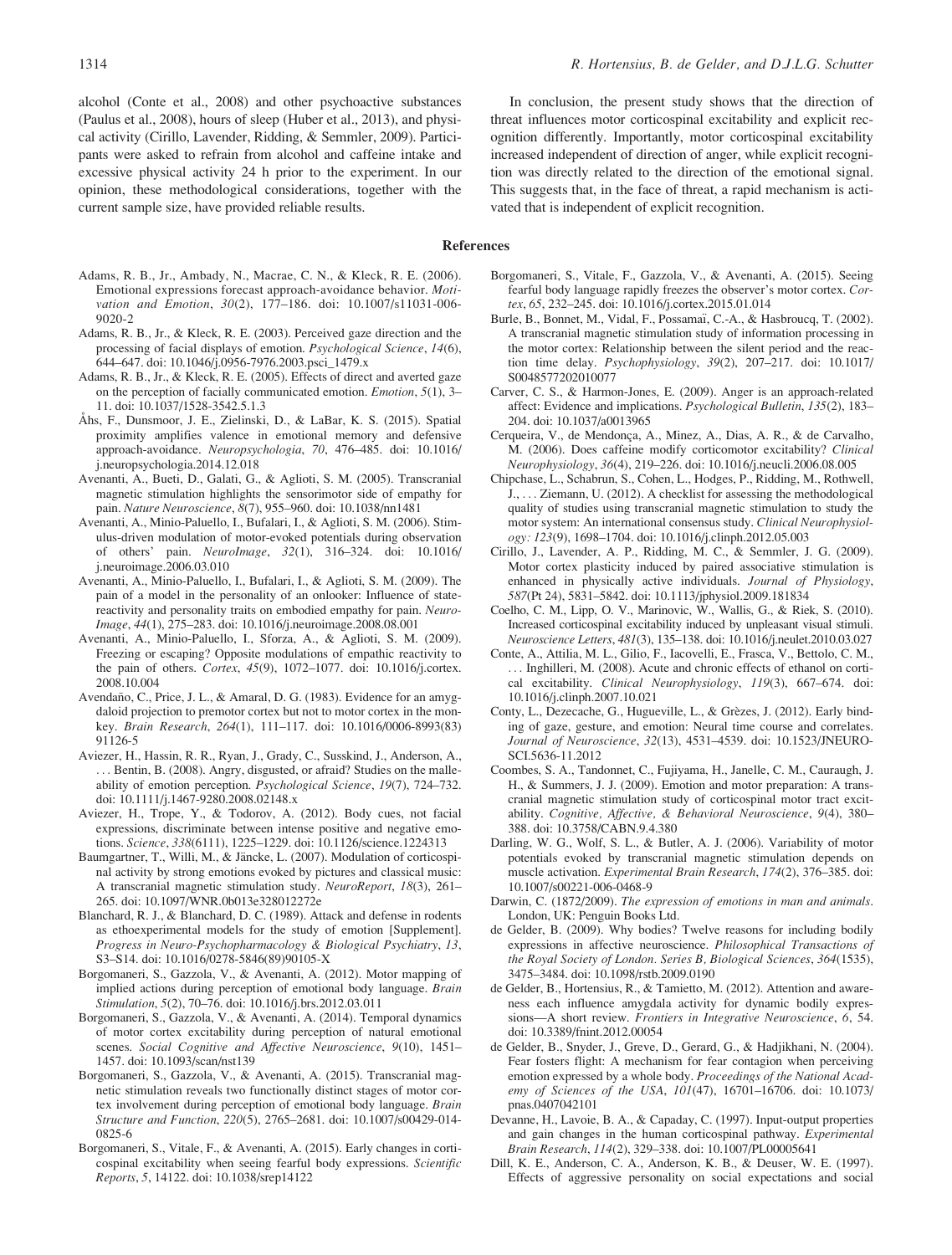alcohol (Conte et al., 2008) and other psychoactive substances (Paulus et al., 2008), hours of sleep (Huber et al., 2013), and physical activity (Cirillo, Lavender, Ridding, & Semmler, 2009). Participants were asked to refrain from alcohol and caffeine intake and excessive physical activity 24 h prior to the experiment. In our opinion, these methodological considerations, together with the current sample size, have provided reliable results.

In conclusion, the present study shows that the direction of threat influences motor corticospinal excitability and explicit recognition differently. Importantly, motor corticospinal excitability increased independent of direction of anger, while explicit recognition was directly related to the direction of the emotional signal. This suggests that, in the face of threat, a rapid mechanism is activated that is independent of explicit recognition.

## References

Adams, R. B., Jr., Ambady, N., Macrae, C. N., & Kleck, R. E. (2006). Emotional expressions forecast approach-avoidance behavior. *Motivation and Emotion*, *30*(2), 177–186. doi: 10.1007/s11031-006-9020-2

Adams, R. B., Jr., & Kleck, R. E. (2003). Perceived gaze direction and the processing of facial displays of emotion. *Psychological Science*, *14*(6), 644–647. doi: 10.1046/j.0956-7976.2003.psci_1479.x

Adams, R. B., Jr., & Kleck, R. E. (2005). Effects of direct and averted gaze on the perception of facially communicated emotion. *Emotion*, *5*(1), 3–11. doi: 10.1037/1528-3542.5.1.3

Åhs, F., Dunsmoor, J. E., Zielinski, D., & LaBar, K. S. (2015). Spatial proximity amplifies valence in emotional memory and defensive approach-avoidance. *Neuropsychologia*, *70*, 476–485. doi: 10.1016/j.neuropsychologia.2014.12.018

Avenanti, A., Bueti, D., Galati, G., & Aglioti, S. M. (2005). Transcranial magnetic stimulation highlights the sensorimotor side of empathy for pain. *Nature Neuroscience*, *8*(7), 955–960. doi: 10.1038/nn1481

Avenanti, A., Minio-Paluello, I., Bufalari, I., & Aglioti, S. M. (2006). Stimulus-driven modulation of motor-evoked potentials during observation of others' pain. *NeuroImage*, *32*(1), 316–324. doi: 10.1016/j.neuroimage.2006.03.010

Avenanti, A., Minio-Paluello, I., Bufalari, I., & Aglioti, S. M. (2009). The pain of a model in the personality of an onlooker: Influence of state-reactivity and personality traits on embodied empathy for pain. *NeuroImage*, *44*(1), 275–283. doi: 10.1016/j.neuroimage.2008.08.001

Avenanti, A., Minio-Paluello, I., Sforza, A., & Aglioti, S. M. (2009). Freezing or escaping? Opposite modulations of empathic reactivity to the pain of others. *Cortex*, *45*(9), 1072–1077. doi: 10.1016/j.cortex.2008.10.004

Avendaño, C., Price, J. L., & Amaral, D. G. (1983). Evidence for an amygdaloid projection to premotor cortex but not to motor cortex in the monkey. *Brain Research*, *264*(1), 111–117. doi: 10.1016/0006-8993(83)91126-5

Aviezer, H., Hassin, R. R., Ryan, J., Grady, C., Susskind, J., Anderson, A., ... Bentin, B. (2008). Angry, disgusted, or afraid? Studies on the malleability of emotion perception. *Psychological Science*, *19*(7), 724–732. doi: 10.1111/j.1467-9280.2008.02148.x

Aviezer, H., Trope, Y., & Todorov, A. (2012). Body cues, not facial expressions, discriminate between intense positive and negative emotions. *Science*, *338*(6111), 1225–1229. doi: 10.1126/science.1224313

Baumgartner, T., Willi, M., & Jäncke, L. (2007). Modulation of corticospinal activity by strong emotions evoked by pictures and classical music: A transcranial magnetic stimulation study. *NeuroReport*, *18*(3), 261–265. doi: 10.1097/WNR.0b013e328012272e

Blanchard, R. J., & Blanchard, D. C. (1989). Attack and defense in rodents as ethoexperimental models for the study of emotion [Supplement]. *Progress in Neuro-Psychopharmacology & Biological Psychiatry*, *13*, S3–S14. doi: 10.1016/0278-5846(89)90105-X

Borgomaneri, S., Gazzola, V., & Avenanti, A. (2012). Motor mapping of implied actions during perception of emotional body language. *Brain Stimulation*, *5*(2), 70–76. doi: 10.1016/j.brs.2012.03.011

Borgomaneri, S., Gazzola, V., & Avenanti, A. (2014). Temporal dynamics of motor cortex excitability during perception of natural emotional scenes. *Social Cognitive and Affective Neuroscience*, *9*(10), 1451–1457. doi: 10.1093/scan/nst139

Borgomaneri, S., Gazzola, V., & Avenanti, A. (2015). Transcranial magnetic stimulation reveals two functionally distinct stages of motor cortex involvement during perception of emotional body language. *Brain Structure and Function*, *220*(5), 2765–2681. doi: 10.1007/s00429-014-0825-6

Borgomaneri, S., Vitale, F., & Avenanti, A. (2015). Early changes in corticospinal excitability when seeing fearful body expressions. *Scientific Reports*, *5*, 14122. doi: 10.1038/srep14122

Borgomaneri, S., Vitale, F., Gazzola, V., & Avenanti, A. (2015). Seeing fearful body language rapidly freezes the observer's motor cortex. *Cortex*, *65*, 232–245. doi: 10.1016/j.cortex.2015.01.014

Burle, B., Bonnet, M., Vidal, F., Possamaï, C.-A., & Hasbroucq, T. (2002). A transcranial magnetic stimulation study of information processing in the motor cortex: Relationship between the silent period and the reaction time delay. *Psychophysiology*, *39*(2), 207–217. doi: 10.1017/S0048577202010077

Carver, C. S., & Harmon-Jones, E. (2009). Anger is an approach-related affect: Evidence and implications. *Psychological Bulletin*, *135*(2), 183–204. doi: 10.1037/a0013965

Cerqueira, V., de Mendonça, A., Minez, A., Dias, A. R., & de Carvalho, M. (2006). Does caffeine modify corticomotor excitability? *Clinical Neurophysiology*, *36*(4), 219–226. doi: 10.1016/j.neucli.2006.08.005

Chipchase, L., Schabrun, S., Cohen, L., Hodges, P., Ridding, M., Rothwell, J., ... Ziemann, U. (2012). A checklist for assessing the methodological quality of studies using transcranial magnetic stimulation to study the motor system: An international consensus study. *Clinical Neurophysiology: 123*(9), 1698–1704. doi: 10.1016/j.clinph.2012.05.003

Cirillo, J., Lavender, A. P., Ridding, M. C., & Semmler, J. G. (2009). Motor cortex plasticity induced by paired associative stimulation is enhanced in physically active individuals. *Journal of Physiology*, *587*(Pt 24), 5831–5842. doi: 10.1113/jphysiol.2009.181834

Coelho, C. M., Lipp, O. V., Marinovic, W., Wallis, G., & Riek, S. (2010). Increased corticospinal excitability induced by unpleasant visual stimuli. *Neuroscience Letters*, *481*(3), 135–138. doi: 10.1016/j.neulet.2010.03.027

Conte, A., Attilia, M. L., Gilio, F., Iacovelli, E., Frasca, V., Bettolo, C. M., ... Inghilleri, M. (2008). Acute and chronic effects of ethanol on cortical excitability. *Clinical Neurophysiology*, *119*(3), 667–674. doi: 10.1016/j.clinph.2007.10.021

Conty, L., Dezecache, G., Hugueville, L., & Grèzes, J. (2012). Early binding of gaze, gesture, and emotion: Neural time course and correlates. *Journal of Neuroscience*, *32*(13), 4531–4539. doi: 10.1523/JNEUROSCI.5636-11.2012

Coombes, S. A., Tandonnet, C., Fujiyama, H., Janelle, C. M., Cauraugh, J. H., & Summers, J. J. (2009). Emotion and motor preparation: A transcranial magnetic stimulation study of corticospinal motor tract excitability. *Cognitive, Affective, & Behavioral Neuroscience*, *9*(4), 380–388. doi: 10.3758/CABN.9.4.380

Darling, W. G., Wolf, S. L., & Butler, A. J. (2006). Variability of motor potentials evoked by transcranial magnetic stimulation depends on muscle activation. *Experimental Brain Research*, *174*(2), 376–385. doi: 10.1007/s00221-006-0468-9

Darwin, C. (1872/2009). *The expression of emotions in man and animals*. London, UK: Penguin Books Ltd.

de Gelder, B. (2009). Why bodies? Twelve reasons for including bodily expressions in affective neuroscience. *Philosophical Transactions of the Royal Society of London. Series B, Biological Sciences*, *364*(1535), 3475–3484. doi: 10.1098/rstb.2009.0190

de Gelder, B., Hortensius, R., & Tamietto, M. (2012). Attention and awareness each influence amygdala activity for dynamic bodily expressions—A short review. *Frontiers in Integrative Neuroscience*, *6*, 54. doi: 10.3389/fnint.2012.00054

de Gelder, B., Snyder, J., Greve, D., Gerard, G., & Hadjikhani, N. (2004). Fear fosters flight: A mechanism for fear contagion when perceiving emotion expressed by a whole body. *Proceedings of the National Academy of Sciences of the USA*, *101*(47), 16701–16706. doi: 10.1073/pnas.0407042101

Devanne, H., Lavoie, B. A., & Capaday, C. (1997). Input-output properties and gain changes in the human corticospinal pathway. *Experimental Brain Research*, *114*(2), 329–338. doi: 10.1007/PL00005641

Dill, K. E., Anderson, C. A., Anderson, K. B., & Deuser, W. E. (1997). Effects of aggressive personality on social expectations and social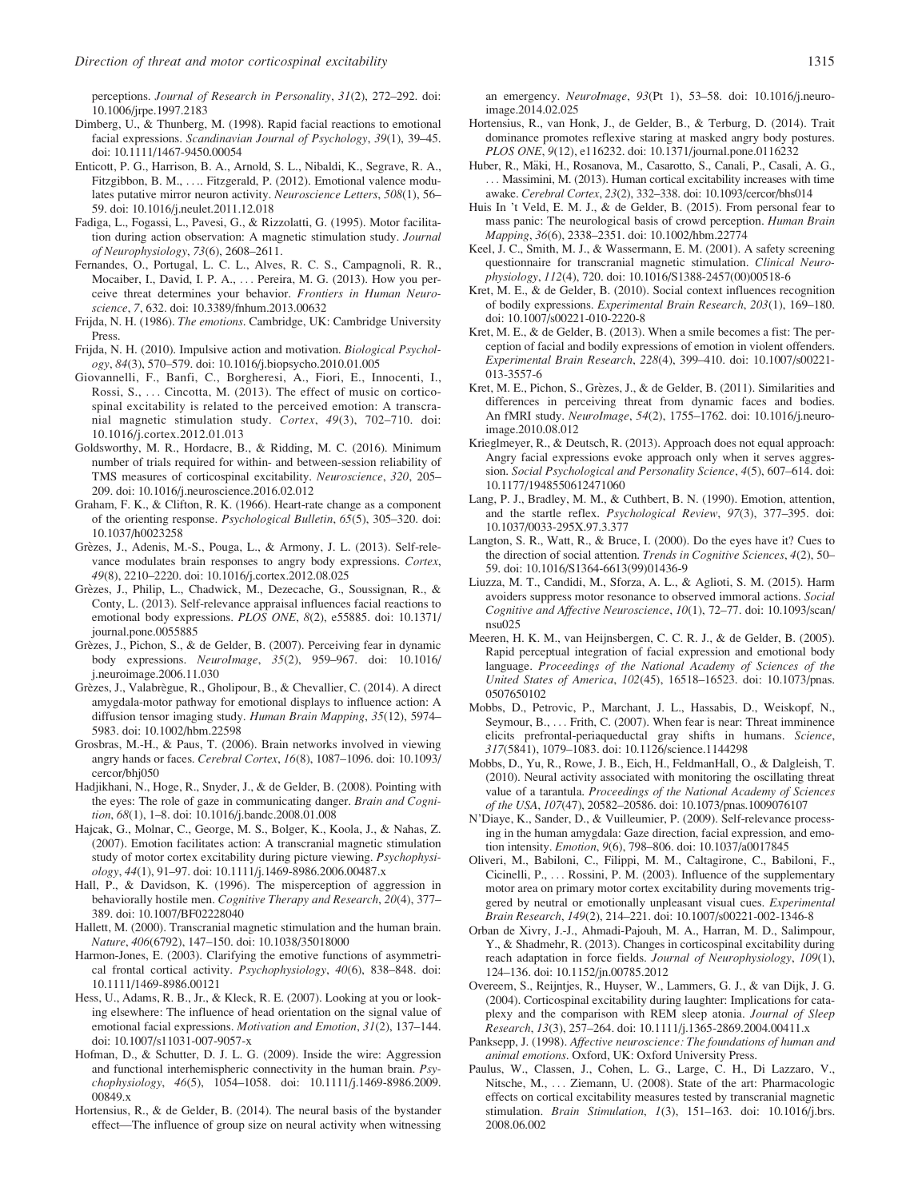perceptions. *Journal of Research in Personality*, *31*(2), 272–292. doi: 10.1006/jrpe.1997.2183

Dimberg, U., & Thunberg, M. (1998). Rapid facial reactions to emotional facial expressions. *Scandinavian Journal of Psychology*, *39*(1), 39–45. doi: 10.1111/1467-9450.00054

Enticott, P. G., Harrison, B. A., Arnold, S. L., Nibaldi, K., Segrave, R. A., Fitzgibbon, B. M., .... Fitzgerald, P. (2012). Emotional valence modulates putative mirror neuron activity. *Neuroscience Letters*, *508*(1), 56–59. doi: 10.1016/j.neulet.2011.12.018

Fadiga, L., Fogassi, L., Pavesi, G., & Rizzolatti, G. (1995). Motor facilitation during action observation: A magnetic stimulation study. *Journal of Neurophysiology*, *73*(6), 2608–2611.

Fernandes, O., Portugal, L. C. L., Alves, R. C. S., Campagnoli, R. R., Mocaiber, I., David, I. P. A., ... Pereira, M. G. (2013). How you perceive threat determines your behavior. *Frontiers in Human Neuroscience*, *7*, 632. doi: 10.3389/fnhum.2013.00632

Frijda, N. H. (1986). *The emotions*. Cambridge, UK: Cambridge University Press.

Frijda, N. H. (2010). Impulsive action and motivation. *Biological Psychology*, *84*(3), 570–579. doi: 10.1016/j.biopsycho.2010.01.005

Giovannelli, F., Banfi, C., Borgheresi, A., Fiori, E., Innocenti, I., Rossi, S., ... Cincotta, M. (2013). The effect of music on corticospinal excitability is related to the perceived emotion: A transcranial magnetic stimulation study. *Cortex*, *49*(3), 702–710. doi: 10.1016/j.cortex.2012.01.013

Goldsworthy, M. R., Hordacre, B., & Ridding, M. C. (2016). Minimum number of trials required for within- and between-session reliability of TMS measures of corticospinal excitability. *Neuroscience*, *320*, 205–209. doi: 10.1016/j.neuroscience.2016.02.012

Graham, F. K., & Clifton, R. K. (1966). Heart-rate change as a component of the orienting response. *Psychological Bulletin*, *65*(5), 305–320. doi: 10.1037/h0023258

Grèzes, J., Adenis, M.-S., Pouga, L., & Armony, J. L. (2013). Self-relevance modulates brain responses to angry body expressions. *Cortex*, *49*(8), 2210–2220. doi: 10.1016/j.cortex.2012.08.025

Grèzes, J., Philip, L., Chadwick, M., Dezecache, G., Soussignan, R., & Conty, L. (2013). Self-relevance appraisal influences facial reactions to emotional body expressions. *PLOS ONE*, *8*(2), e55885. doi: 10.1371/journal.pone.0055885

Grèzes, J., Pichon, S., & de Gelder, B. (2007). Perceiving fear in dynamic body expressions. *NeuroImage*, *35*(2), 959–967. doi: 10.1016/j.neuroimage.2006.11.030

Grèzes, J., Valabrègue, R., Gholipour, B., & Chevallier, C. (2014). A direct amygdala-motor pathway for emotional displays to influence action: A diffusion tensor imaging study. *Human Brain Mapping*, *35*(12), 5974–5983. doi: 10.1002/hbm.22598

Grosbras, M.-H., & Paus, T. (2006). Brain networks involved in viewing angry hands or faces. *Cerebral Cortex*, *16*(8), 1087–1096. doi: 10.1093/cercor/bhj050

Hadjikhani, N., Hoge, R., Snyder, J., & de Gelder, B. (2008). Pointing with the eyes: The role of gaze in communicating danger. *Brain and Cognition*, *68*(1), 1–8. doi: 10.1016/j.bandc.2008.01.008

Hajcak, G., Molnar, C., George, M. S., Bolger, K., Koola, J., & Nahas, Z. (2007). Emotion facilitates action: A transcranial magnetic stimulation study of motor cortex excitability during picture viewing. *Psychophysiology*, *44*(1), 91–97. doi: 10.1111/j.1469-8986.2006.00487.x

Hall, P., & Davidson, K. (1996). The misperception of aggression in behaviorally hostile men. *Cognitive Therapy and Research*, *20*(4), 377–389. doi: 10.1007/BF02228040

Hallett, M. (2000). Transcranial magnetic stimulation and the human brain. *Nature*, *406*(6792), 147–150. doi: 10.1038/35018000

Harmon-Jones, E. (2003). Clarifying the emotive functions of asymmetrical frontal cortical activity. *Psychophysiology*, *40*(6), 838–848. doi: 10.1111/1469-8986.00121

Hess, U., Adams, R. B., Jr., & Kleck, R. E. (2007). Looking at you or looking elsewhere: The influence of head orientation on the signal value of emotional facial expressions. *Motivation and Emotion*, *31*(2), 137–144. doi: 10.1007/s11031-007-9057-x

Hofman, D., & Schutter, D. J. L. G. (2009). Inside the wire: Aggression and functional interhemispheric connectivity in the human brain. *Psychophysiology*, *46*(5), 1054–1058. doi: 10.1111/j.1469-8986.2009.00849.x

Hortensius, R., & de Gelder, B. (2014). The neural basis of the bystander effect—The influence of group size on neural activity when witnessing an emergency. *NeuroImage*, *93*(Pt 1), 53–58. doi: 10.1016/j.neuroimage.2014.02.025

Hortensius, R., van Honk, J., de Gelder, B., & Terburg, D. (2014). Trait dominance promotes reflexive staring at masked angry body postures. *PLOS ONE*, *9*(12), e116232. doi: 10.1371/journal.pone.0116232

Huber, R., Mäki, H., Rosanova, M., Casarotto, S., Canali, P., Casali, A. G., ... Massimini, M. (2013). Human cortical excitability increases with time awake. *Cerebral Cortex*, *23*(2), 332–338. doi: 10.1093/cercor/bhs014

Huis In 't Veld, E. M. J., & de Gelder, B. (2015). From personal fear to mass panic: The neurological basis of crowd perception. *Human Brain Mapping*, *36*(6), 2338–2351. doi: 10.1002/hbm.22774

Keel, J. C., Smith, M. J., & Wassermann, E. M. (2001). A safety screening questionnaire for transcranial magnetic stimulation. *Clinical Neurophysiology*, *112*(4), 720. doi: 10.1016/S1388-2457(00)00518-6

Kret, M. E., & de Gelder, B. (2010). Social context influences recognition of bodily expressions. *Experimental Brain Research*, *203*(1), 169–180. doi: 10.1007/s00221-010-2220-8

Kret, M. E., & de Gelder, B. (2013). When a smile becomes a fist: The perception of facial and bodily expressions of emotion in violent offenders. *Experimental Brain Research*, *228*(4), 399–410. doi: 10.1007/s00221-013-3557-6

Kret, M. E., Pichon, S., Grèzes, J., & de Gelder, B. (2011). Similarities and differences in perceiving threat from dynamic faces and bodies. An fMRI study. *NeuroImage*, *54*(2), 1755–1762. doi: 10.1016/j.neuroimage.2010.08.012

Krieglmeyer, R., & Deutsch, R. (2013). Approach does not equal approach: Angry facial expressions evoke approach only when it serves aggression. *Social Psychological and Personality Science*, *4*(5), 607–614. doi: 10.1177/1948550612471060

Lang, P. J., Bradley, M. M., & Cuthbert, B. N. (1990). Emotion, attention, and the startle reflex. *Psychological Review*, *97*(3), 377–395. doi: 10.1037/0033-295X.97.3.377

Langton, S. R., Watt, R., & Bruce, I. (2000). Do the eyes have it? Cues to the direction of social attention. *Trends in Cognitive Sciences*, *4*(2), 50–59. doi: 10.1016/S1364-6613(99)01436-9

Liuzza, M. T., Candidi, M., Sforza, A. L., & Aglioti, S. M. (2015). Harm avoiders suppress motor resonance to observed immoral actions. *Social Cognitive and Affective Neuroscience*, *10*(1), 72–77. doi: 10.1093/scan/nsu025

Meeren, H. K. M., van Heijnsbergen, C. C. R. J., & de Gelder, B. (2005). Rapid perceptual integration of facial expression and emotional body language. *Proceedings of the National Academy of Sciences of the United States of America*, *102*(45), 16518–16523. doi: 10.1073/pnas.0507650102

Mobbs, D., Petrovic, P., Marchant, J. L., Hassabis, D., Weiskopf, N., Seymour, B., ... Frith, C. (2007). When fear is near: Threat imminence elicits prefrontal-periaqueductal gray shifts in humans. *Science*, *317*(5841), 1079–1083. doi: 10.1126/science.1144298

Mobbs, D., Yu, R., Rowe, J. B., Eich, H., FeldmanHall, O., & Dalgleish, T. (2010). Neural activity associated with monitoring the oscillating threat value of a tarantula. *Proceedings of the National Academy of Sciences of the USA*, *107*(47), 20582–20586. doi: 10.1073/pnas.1009076107

N'Diaye, K., Sander, D., & Vuilleumier, P. (2009). Self-relevance processing in the human amygdala: Gaze direction, facial expression, and emotion intensity. *Emotion*, *9*(6), 798–806. doi: 10.1037/a0017845

Oliveri, M., Babiloni, C., Filippi, M. M., Caltagirone, C., Babiloni, F., Cicinelli, P., ... Rossini, P. M. (2003). Influence of the supplementary motor area on primary motor cortex excitability during movements triggered by neutral or emotionally unpleasant visual cues. *Experimental Brain Research*, *149*(2), 214–221. doi: 10.1007/s00221-002-1346-8

Orban de Xivry, J.-J., Ahmadi-Pajouh, M. A., Harran, M. D., Salimpour, Y., & Shadmehr, R. (2013). Changes in corticospinal excitability during reach adaptation in force fields. *Journal of Neurophysiology*, *109*(1), 124–136. doi: 10.1152/jn.00785.2012

Overeem, S., Reijntjes, R., Huyser, W., Lammers, G. J., & van Dijk, J. G. (2004). Corticospinal excitability during laughter: Implications for cataplexy and the comparison with REM sleep atonia. *Journal of Sleep Research*, *13*(3), 257–264. doi: 10.1111/j.1365-2869.2004.00411.x

Panksepp, J. (1998). *Affective neuroscience: The foundations of human and animal emotions*. Oxford, UK: Oxford University Press.

Paulus, W., Classen, J., Cohen, L. G., Large, C. H., Di Lazzaro, V., Nitsche, M., ... Ziemann, U. (2008). State of the art: Pharmacologic effects on cortical excitability measures tested by transcranial magnetic stimulation. *Brain Stimulation*, *1*(3), 151–163. doi: 10.1016/j.brs.2008.06.002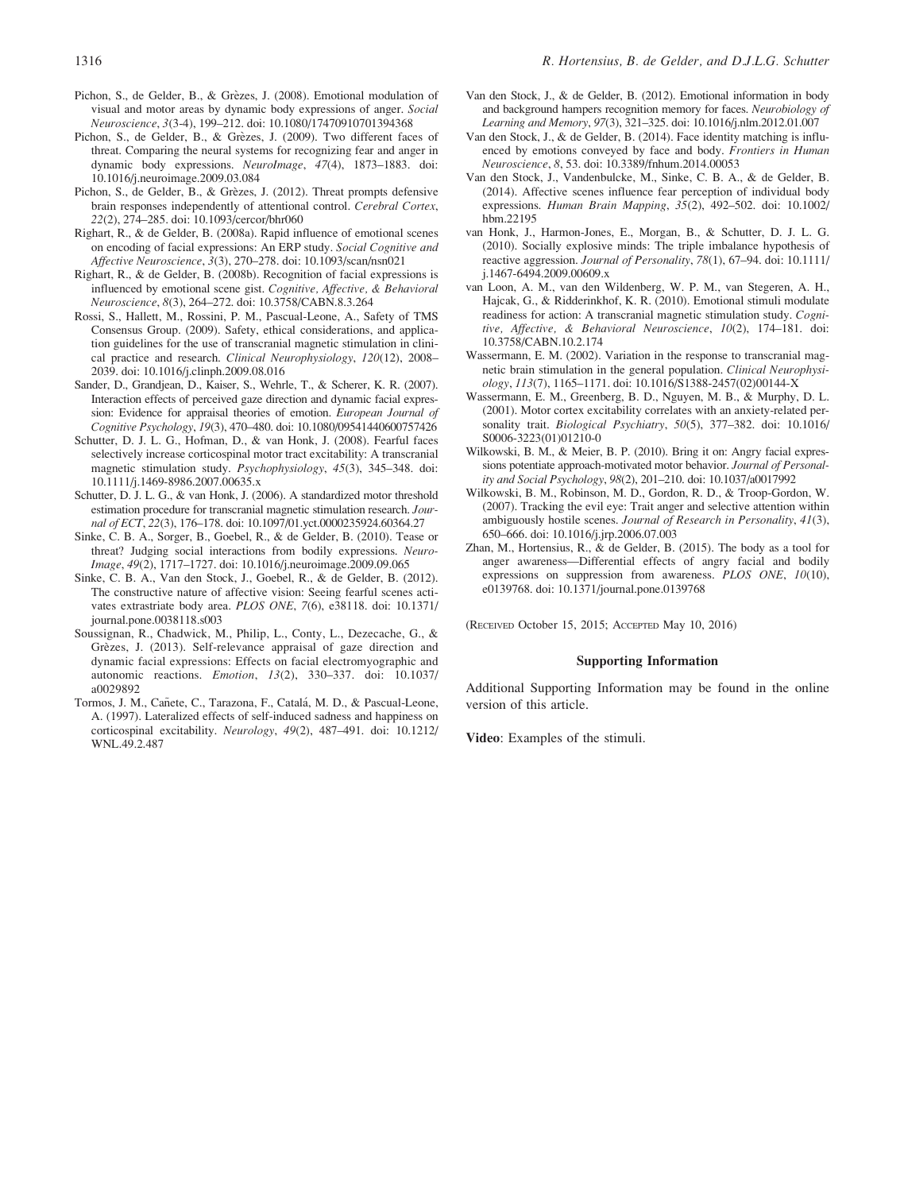Pichon, S., de Gelder, B., & Grèzes, J. (2008). Emotional modulation of visual and motor areas by dynamic body expressions of anger. *Social Neuroscience*, *3*(3-4), 199–212. doi: 10.1080/17470910701394368

Pichon, S., de Gelder, B., & Grèzes, J. (2009). Two different faces of threat. Comparing the neural systems for recognizing fear and anger in dynamic body expressions. *NeuroImage*, *47*(4), 1873–1883. doi: 10.1016/j.neuroimage.2009.03.084

Pichon, S., de Gelder, B., & Grèzes, J. (2012). Threat prompts defensive brain responses independently of attentional control. *Cerebral Cortex*, *22*(2), 274–285. doi: 10.1093/cercor/bhr060

Righart, R., & de Gelder, B. (2008a). Rapid influence of emotional scenes on encoding of facial expressions: An ERP study. *Social Cognitive and Affective Neuroscience*, *3*(3), 270–278. doi: 10.1093/scan/nsn021

Righart, R., & de Gelder, B. (2008b). Recognition of facial expressions is influenced by emotional scene gist. *Cognitive, Affective, & Behavioral Neuroscience*, *8*(3), 264–272. doi: 10.3758/CABN.8.3.264

Rossi, S., Hallett, M., Rossini, P. M., Pascual-Leone, A., Safety of TMS Consensus Group. (2009). Safety, ethical considerations, and application guidelines for the use of transcranial magnetic stimulation in clinical practice and research. *Clinical Neurophysiology*, *120*(12), 2008–2039. doi: 10.1016/j.clinph.2009.08.016

Sander, D., Grandjean, D., Kaiser, S., Wehrle, T., & Scherer, K. R. (2007). Interaction effects of perceived gaze direction and dynamic facial expression: Evidence for appraisal theories of emotion. *European Journal of Cognitive Psychology*, *19*(3), 470–480. doi: 10.1080/09541440600757426

Schutter, D. J. L. G., Hofman, D., & van Honk, J. (2008). Fearful faces selectively increase corticospinal motor tract excitability: A transcranial magnetic stimulation study. *Psychophysiology*, *45*(3), 345–348. doi: 10.1111/j.1469-8986.2007.00635.x

Schutter, D. J. L. G., & van Honk, J. (2006). A standardized motor threshold estimation procedure for transcranial magnetic stimulation research. *Journal of ECT*, *22*(3), 176–178. doi: 10.1097/01.yct.0000235924.60364.27

Sinke, C. B. A., Sorger, B., Goebel, R., & de Gelder, B. (2010). Tease or threat? Judging social interactions from bodily expressions. *NeuroImage*, *49*(2), 1717–1727. doi: 10.1016/j.neuroimage.2009.09.065

Sinke, C. B. A., Van den Stock, J., Goebel, R., & de Gelder, B. (2012). The constructive nature of affective vision: Seeing fearful scenes activates extrastriate body area. *PLOS ONE*, *7*(6), e38118. doi: 10.1371/journal.pone.0038118.s003

Soussignan, R., Chadwick, M., Philip, L., Conty, L., Dezecache, G., & Grèzes, J. (2013). Self-relevance appraisal of gaze direction and dynamic facial expressions: Effects on facial electromyographic and autonomic reactions. *Emotion*, *13*(2), 330–337. doi: 10.1037/a0029892

Tormos, J. M., Cañete, C., Tarazona, F., Catalá, M. D., & Pascual-Leone, A. (1997). Lateralized effects of self-induced sadness and happiness on corticospinal excitability. *Neurology*, *49*(2), 487–491. doi: 10.1212/WNL.49.2.487

Van den Stock, J., & de Gelder, B. (2012). Emotional information in body and background hampers recognition memory for faces. *Neurobiology of Learning and Memory*, *97*(3), 321–325. doi: 10.1016/j.nlm.2012.01.007

Van den Stock, J., & de Gelder, B. (2014). Face identity matching is influenced by emotions conveyed by face and body. *Frontiers in Human Neuroscience*, *8*, 53. doi: 10.3389/fnhum.2014.00053

Van den Stock, J., Vandenbulcke, M., Sinke, C. B. A., & de Gelder, B. (2014). Affective scenes influence fear perception of individual body expressions. *Human Brain Mapping*, *35*(2), 492–502. doi: 10.1002/hbm.22195

van Honk, J., Harmon-Jones, E., Morgan, B., & Schutter, D. J. L. G. (2010). Socially explosive minds: The triple imbalance hypothesis of reactive aggression. *Journal of Personality*, *78*(1), 67–94. doi: 10.1111/j.1467-6494.2009.00609.x

van Loon, A. M., van den Wildenberg, W. P. M., van Stegeren, A. H., Hajcak, G., & Ridderinkhof, K. R. (2010). Emotional stimuli modulate readiness for action: A transcranial magnetic stimulation study. *Cognitive, Affective, & Behavioral Neuroscience*, *10*(2), 174–181. doi: 10.3758/CABN.10.2.174

Wassermann, E. M. (2002). Variation in the response to transcranial magnetic brain stimulation in the general population. *Clinical Neurophysiology*, *113*(7), 1165–1171. doi: 10.1016/S1388-2457(02)00144-X

Wassermann, E. M., Greenberg, B. D., Nguyen, M. B., & Murphy, D. L. (2001). Motor cortex excitability correlates with an anxiety-related personality trait. *Biological Psychiatry*, *50*(5), 377–382. doi: 10.1016/S0006-3223(01)01210-0

Wilkowski, B. M., & Meier, B. P. (2010). Bring it on: Angry facial expressions potentiate approach-motivated motor behavior. *Journal of Personality and Social Psychology*, *98*(2), 201–210. doi: 10.1037/a0017992

Wilkowski, B. M., Robinson, M. D., Gordon, R. D., & Troop-Gordon, W. (2007). Tracking the evil eye: Trait anger and selective attention within ambiguously hostile scenes. *Journal of Research in Personality*, *41*(3), 650–666. doi: 10.1016/j.jrp.2006.07.003

Zhan, M., Hortensius, R., & de Gelder, B. (2015). The body as a tool for anger awareness—Differential effects of angry facial and bodily expressions on suppression from awareness. *PLOS ONE*, *10*(10), e0139768. doi: 10.1371/journal.pone.0139768

(Received October 15, 2015; Accepted May 10, 2016)

## Supporting Information

Additional Supporting Information may be found in the online version of this article.

**Video**: Examples of the stimuli.